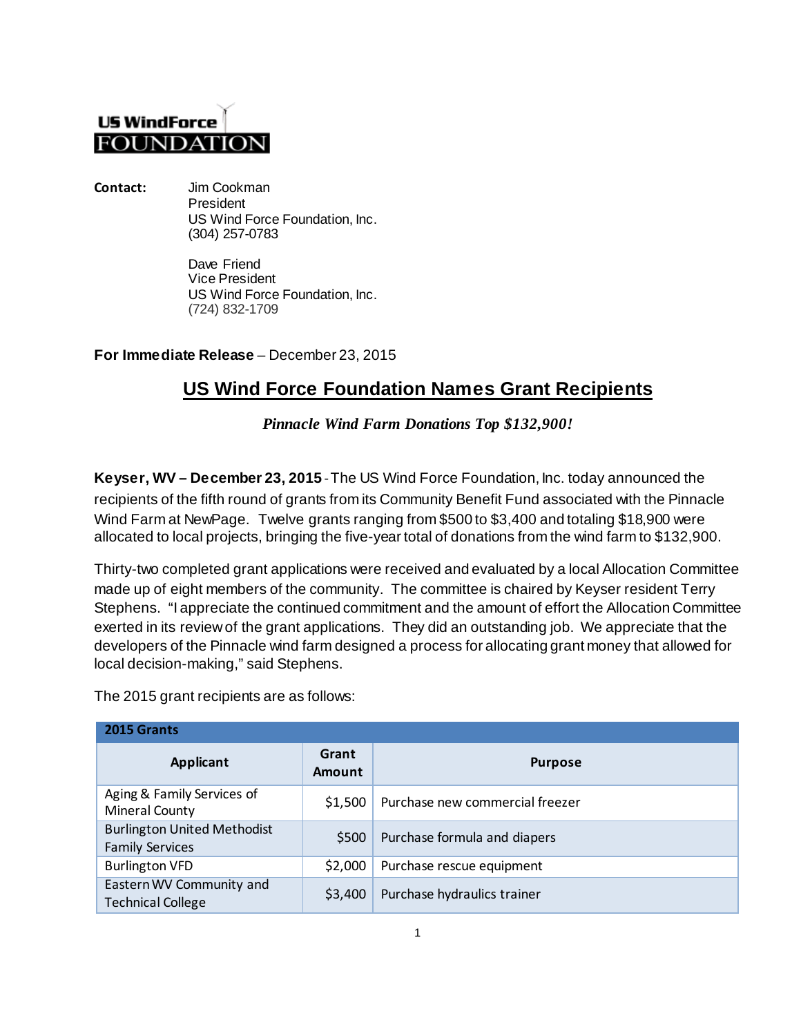**US WindForce**
**FOUNDATION**

**Contact:** Jim Cookman
President
US Wind Force Foundation, Inc.
(304) 257-0783

Dave Friend
Vice President
US Wind Force Foundation, Inc.
(724) 832-1709

**For Immediate Release** – December 23, 2015

# US Wind Force Foundation Names Grant Recipients

***Pinnacle Wind Farm Donations Top $132,900!***

**Keyser, WV – December 23, 2015** - The US Wind Force Foundation, Inc. today announced the recipients of the fifth round of grants from its Community Benefit Fund associated with the Pinnacle Wind Farm at NewPage. Twelve grants ranging from $500 to $3,400 and totaling $18,900 were allocated to local projects, bringing the five-year total of donations from the wind farm to $132,900.

Thirty-two completed grant applications were received and evaluated by a local Allocation Committee made up of eight members of the community. The committee is chaired by Keyser resident Terry Stephens. "I appreciate the continued commitment and the amount of effort the Allocation Committee exerted in its review of the grant applications. They did an outstanding job. We appreciate that the developers of the Pinnacle wind farm designed a process for allocating grant money that allowed for local decision-making," said Stephens.

The 2015 grant recipients are as follows:

| **2015 Grants** | | |
|---|---|---|
| **Applicant** | **Grant Amount** | **Purpose** |
| Aging & Family Services of Mineral County | $1,500 | Purchase new commercial freezer |
| Burlington United Methodist Family Services | $500 | Purchase formula and diapers |
| Burlington VFD | $2,000 | Purchase rescue equipment |
| Eastern WV Community and Technical College | $3,400 | Purchase hydraulics trainer |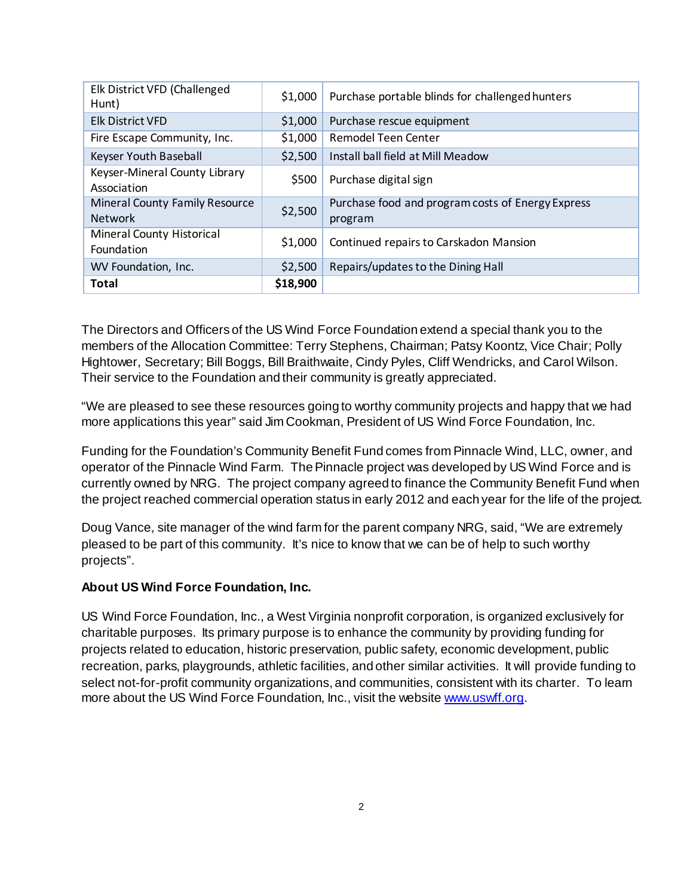| | | |
|---|---|---|
| Elk District VFD (Challenged Hunt) | $1,000 | Purchase portable blinds for challenged hunters |
| Elk District VFD | $1,000 | Purchase rescue equipment |
| Fire Escape Community, Inc. | $1,000 | Remodel Teen Center |
| Keyser Youth Baseball | $2,500 | Install ball field at Mill Meadow |
| Keyser-Mineral County Library Association | $500 | Purchase digital sign |
| Mineral County Family Resource Network | $2,500 | Purchase food and program costs of Energy Express program |
| Mineral County Historical Foundation | $1,000 | Continued repairs to Carskadon Mansion |
| WV Foundation, Inc. | $2,500 | Repairs/updates to the Dining Hall |
| **Total** | **$18,900** | |

The Directors and Officers of the US Wind Force Foundation extend a special thank you to the members of the Allocation Committee: Terry Stephens, Chairman; Patsy Koontz, Vice Chair; Polly Hightower, Secretary; Bill Boggs, Bill Braithwaite, Cindy Pyles, Cliff Wendricks, and Carol Wilson. Their service to the Foundation and their community is greatly appreciated.

"We are pleased to see these resources going to worthy community projects and happy that we had more applications this year" said Jim Cookman, President of US Wind Force Foundation, Inc.

Funding for the Foundation's Community Benefit Fund comes from Pinnacle Wind, LLC, owner, and operator of the Pinnacle Wind Farm. The Pinnacle project was developed by US Wind Force and is currently owned by NRG. The project company agreed to finance the Community Benefit Fund when the project reached commercial operation status in early 2012 and each year for the life of the project.

Doug Vance, site manager of the wind farm for the parent company NRG, said, "We are extremely pleased to be part of this community. It's nice to know that we can be of help to such worthy projects".

**About US Wind Force Foundation, Inc.**

US Wind Force Foundation, Inc., a West Virginia nonprofit corporation, is organized exclusively for charitable purposes. Its primary purpose is to enhance the community by providing funding for projects related to education, historic preservation, public safety, economic development, public recreation, parks, playgrounds, athletic facilities, and other similar activities. It will provide funding to select not-for-profit community organizations, and communities, consistent with its charter. To learn more about the US Wind Force Foundation, Inc., visit the website [www.uswff.org](http://www.uswff.org).